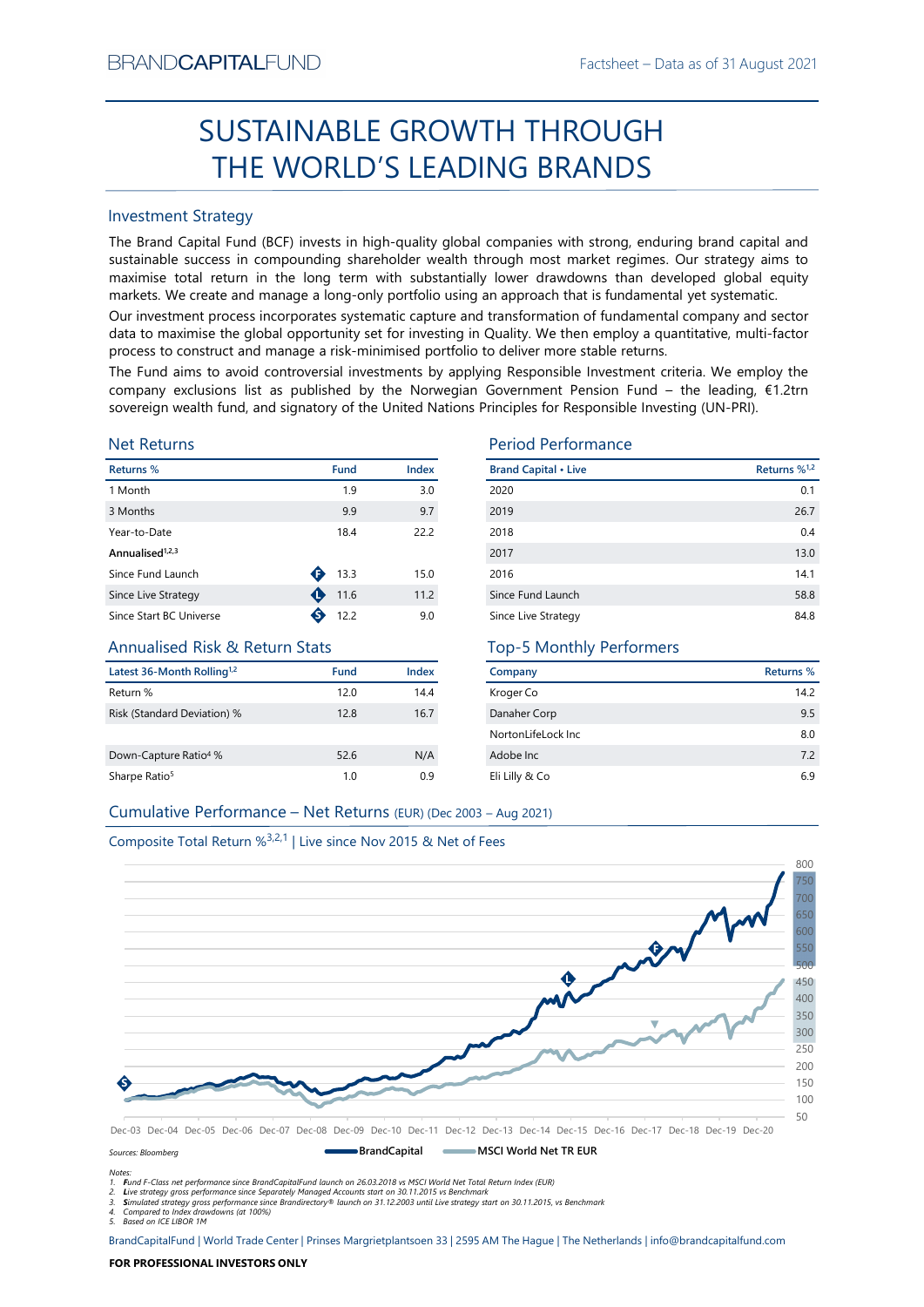BRANDCAPITALFUND

Factsheet – Data as of 31 August 2021

# SUSTAINABLE GROWTH THROUGH THE WORLD'S LEADING BRANDS

## Investment Strategy

The Brand Capital Fund (BCF) invests in high-quality global companies with strong, enduring brand capital and sustainable success in compounding shareholder wealth through most market regimes. Our strategy aims to maximise total return in the long term with substantially lower drawdowns than developed global equity markets. We create and manage a long-only portfolio using an approach that is fundamental yet systematic.

Our investment process incorporates systematic capture and transformation of fundamental company and sector data to maximise the global opportunity set for investing in Quality. We then employ a quantitative, multi-factor process to construct and manage a risk-minimised portfolio to deliver more stable returns.

The Fund aims to avoid controversial investments by applying Responsible Investment criteria. We employ the company exclusions list as published by the Norwegian Government Pension Fund – the leading, €1.2trn sovereign wealth fund, and signatory of the United Nations Principles for Responsible Investing (UN-PRI).

## Net Returns

| Returns % | Fund | Index |
|---|---|---|
| 1 Month | 1.9 | 3.0 |
| 3 Months | 9.9 | 9.7 |
| Year-to-Date | 18.4 | 22.2 |
| **Annualised**[1,2,3] | | |
| Since Fund Launch | 13.3 | 15.0 |
| Since Live Strategy | 11.6 | 11.2 |
| Since Start BC Universe | 12.2 | 9.0 |

## Period Performance

| Brand Capital • Live | Returns %[1,2] |
|---|---|
| 2020 | 0.1 |
| 2019 | 26.7 |
| 2018 | 0.4 |
| 2017 | 13.0 |
| 2016 | 14.1 |
| Since Fund Launch | 58.8 |
| Since Live Strategy | 84.8 |

## Annualised Risk & Return Stats

| Latest 36-Month Rolling[1,2] | Fund | Index |
|---|---|---|
| Return % | 12.0 | 14.4 |
| Risk (Standard Deviation) % | 12.8 | 16.7 |
| Down-Capture Ratio[4] % | 52.6 | N/A |
| Sharpe Ratio[5] | 1.0 | 0.9 |

## Top-5 Monthly Performers

| Company | Returns % |
|---|---|
| Kroger Co | 14.2 |
| Danaher Corp | 9.5 |
| NortonLifeLock Inc | 8.0 |
| Adobe Inc | 7.2 |
| Eli Lilly & Co | 6.9 |

## Cumulative Performance – Net Returns (EUR) (Dec 2003 – Aug 2021)

Composite Total Return %[3,2,1] | Live since Nov 2015 & Net of Fees

BrandCapital — MSCI World Net TR EUR

Sources: Bloomberg

Notes:
1. **F**und F-Class net performance since BrandCapitalFund launch on 26.03.2018 vs MSCI World Net Total Return Index (EUR)
2. **L**ive strategy gross performance since Separately Managed Accounts start on 30.11.2015 vs Benchmark
3. **S**imulated strategy gross performance since Brandirectory® launch on 31.12.2003 until Live strategy start on 30.11.2015, vs Benchmark
4. Compared to Index drawdowns (at 100%)
5. Based on ICE LIBOR 1M

BrandCapitalFund | World Trade Center | Prinses Margrietplantsoen 33 | 2595 AM The Hague | The Netherlands | info@brandcapitalfund.com

**FOR PROFESSIONAL INVESTORS ONLY**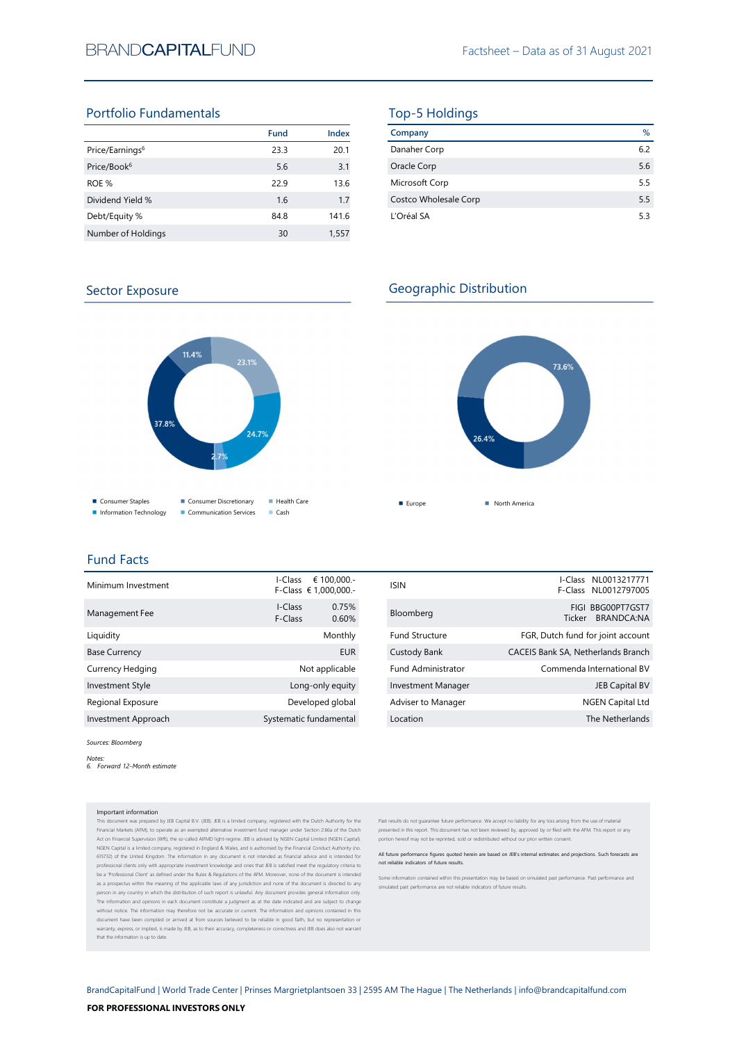# BRANDCAPITALFUND

Factsheet – Data as of 31 August 2021

## Portfolio Fundamentals

| | Fund | Index |
|---|---|---|
| Price/Earnings[6] | 23.3 | 20.1 |
| Price/Book[6] | 5.6 | 3.1 |
| ROE % | 22.9 | 13.6 |
| Dividend Yield % | 1.6 | 1.7 |
| Debt/Equity % | 84.8 | 141.6 |
| Number of Holdings | 30 | 1,557 |

## Top-5 Holdings

| Company | % |
|---|---|
| Danaher Corp | 6.2 |
| Oracle Corp | 5.6 |
| Microsoft Corp | 5.5 |
| Costco Wholesale Corp | 5.5 |
| L'Oréal SA | 5.3 |

## Sector Exposure

11.4%
23.1%
37.8%
24.7%
2.7%

Consumer Staples
Consumer Discretionary
Health Care
Information Technology
Communication Services
Cash

## Geographic Distribution

73.6%
26.4%

Europe
North America

## Fund Facts

| | | | |
|---|---|---|---|
| Minimum Investment | I-Class € 100,000.-<br>F-Class € 1,000,000.- | ISIN | I-Class NL0013217771<br>F-Class NL0012797005 |
| Management Fee | I-Class 0.75%<br>F-Class 0.60% | Bloomberg | FIGI BBG00PT7GST7<br>Ticker BRANDCA:NA |
| Liquidity | Monthly | Fund Structure | FGR, Dutch fund for joint account |
| Base Currency | EUR | Custody Bank | CACEIS Bank SA, Netherlands Branch |
| Currency Hedging | Not applicable | Fund Administrator | Commenda International BV |
| Investment Style | Long-only equity | Investment Manager | JEB Capital BV |
| Regional Exposure | Developed global | Adviser to Manager | NGEN Capital Ltd |
| Investment Approach | Systematic fundamental | Location | The Netherlands |

*Sources: Bloomberg*

*Notes:*
*6. Forward 12-Month estimate*

Important information

This document was prepared by JEB Capital B.V. (JEB). JEB is a limited company, registered with the Dutch Authority for the Financial Markets (AFM), to operate as an exempted alternative investment fund manager under Section 2:66a of the Dutch Act on Financial Supervision (Wft), the so-called AIFMD light-regime. JEB is advised by NGEN Capital Limited (NGEN Capital). NGEN Capital is a limited company, registered in England & Wales, and is authorised by the Financial Conduct Authority (no. 615732) of the United Kingdom. The information in any document is not intended as financial advice and is intended for professional clients only with appropriate investment knowledge and ones that JEB is satisfied meet the regulatory criteria to be a 'Professional Client' as defined under the Rules & Regulations of the AFM. Moreover, none of the document is intended as a prospectus within the meaning of the applicable laws of any jurisdiction and none of the document is directed to any person in any country in which the distribution of such report is unlawful. Any document provides general information only. The information and opinions in each document constitute a judgment as at the date indicated and are subject to change without notice. The information may therefore not be accurate or current. The information and opinions contained in this document have been compiled or arrived at from sources believed to be reliable in good faith, but no representation or warranty, express, or implied, is made by JEB, as to their accuracy, completeness or correctness and JEB does also not warrant that the information is up to date.

Past results do not guarantee future performance. We accept no liability for any loss arising from the use of material presented in this report. This document has not been reviewed by, approved by or filed with the AFM. This report or any portion hereof may not be reprinted, sold or redistributed without our prior written consent.

All future performance figures quoted herein are based on JEB's internal estimates and projections. Such forecasts are not reliable indicators of future results.

Some information contained within this presentation may be based on simulated past performance. Past performance and simulated past performance are not reliable indicators of future results.

BrandCapitalFund | World Trade Center | Prinses Margrietplantsoen 33 | 2595 AM The Hague | The Netherlands | info@brandcapitalfund.com

**FOR PROFESSIONAL INVESTORS ONLY**